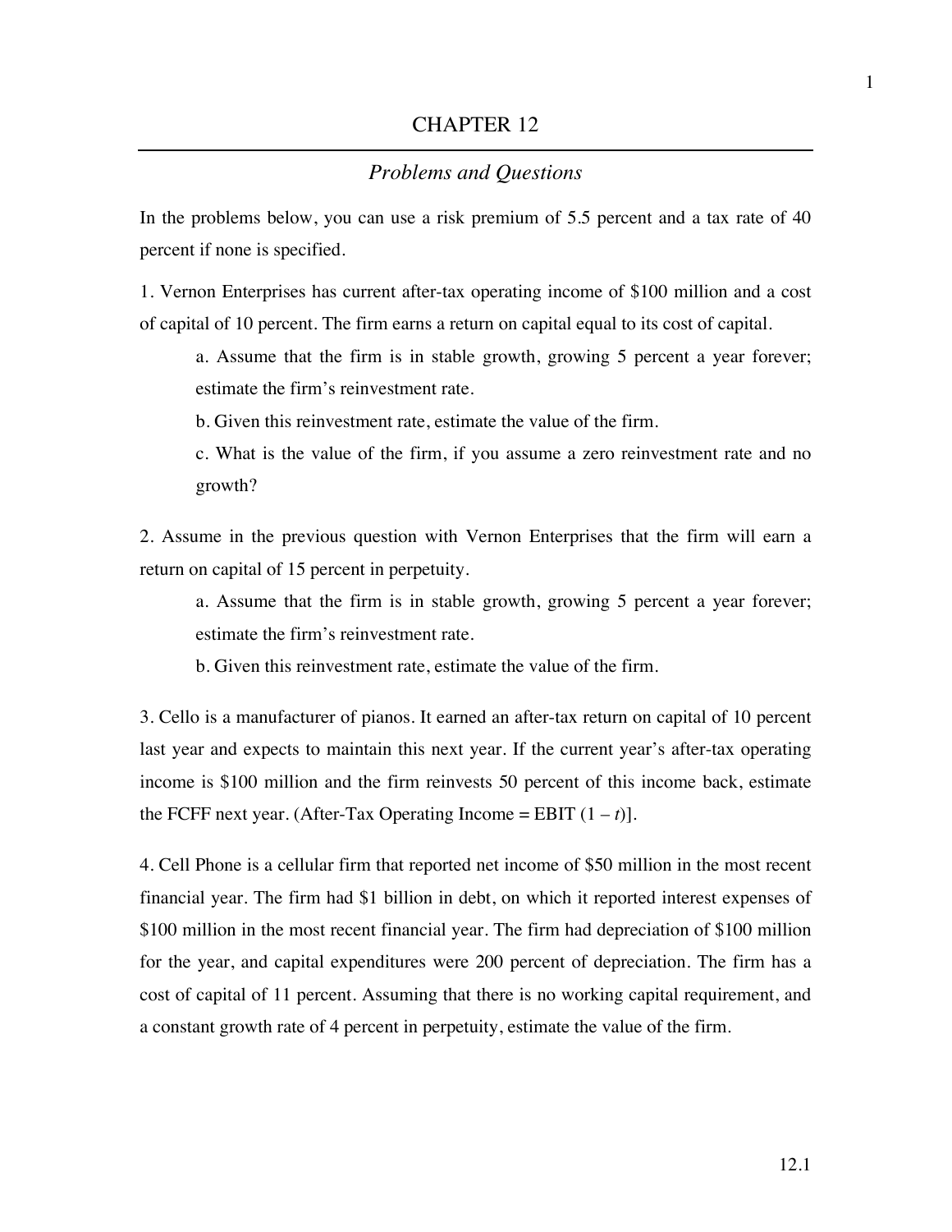# CHAPTER 12

## *Problems and Questions*

In the problems below, you can use a risk premium of 5.5 percent and a tax rate of 40 percent if none is specified.

1. Vernon Enterprises has current after-tax operating income of $100 million and a cost of capital of 10 percent. The firm earns a return on capital equal to its cost of capital.

   a. Assume that the firm is in stable growth, growing 5 percent a year forever; estimate the firm's reinvestment rate.

   b. Given this reinvestment rate, estimate the value of the firm.

   c. What is the value of the firm, if you assume a zero reinvestment rate and no growth?

2. Assume in the previous question with Vernon Enterprises that the firm will earn a return on capital of 15 percent in perpetuity.

   a. Assume that the firm is in stable growth, growing 5 percent a year forever; estimate the firm's reinvestment rate.

   b. Given this reinvestment rate, estimate the value of the firm.

3. Cello is a manufacturer of pianos. It earned an after-tax return on capital of 10 percent last year and expects to maintain this next year. If the current year's after-tax operating income is $100 million and the firm reinvests 50 percent of this income back, estimate the FCFF next year. (After-Tax Operating Income = EBIT $(1 - t)$].

4. Cell Phone is a cellular firm that reported net income of $50 million in the most recent financial year. The firm had $1 billion in debt, on which it reported interest expenses of $100 million in the most recent financial year. The firm had depreciation of $100 million for the year, and capital expenditures were 200 percent of depreciation. The firm has a cost of capital of 11 percent. Assuming that there is no working capital requirement, and a constant growth rate of 4 percent in perpetuity, estimate the value of the firm.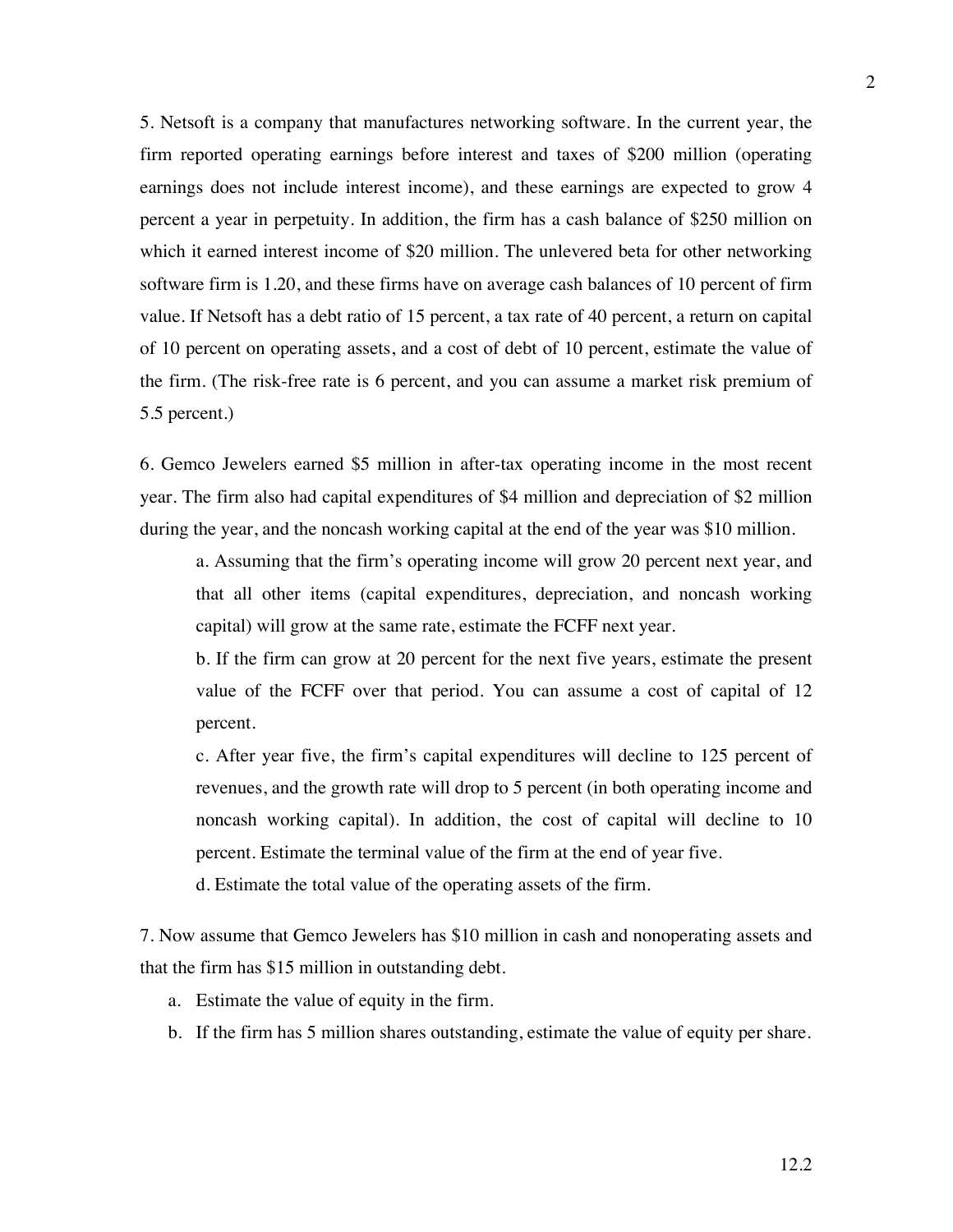5. Netsoft is a company that manufactures networking software. In the current year, the firm reported operating earnings before interest and taxes of $200 million (operating earnings does not include interest income), and these earnings are expected to grow 4 percent a year in perpetuity. In addition, the firm has a cash balance of $250 million on which it earned interest income of $20 million. The unlevered beta for other networking software firm is 1.20, and these firms have on average cash balances of 10 percent of firm value. If Netsoft has a debt ratio of 15 percent, a tax rate of 40 percent, a return on capital of 10 percent on operating assets, and a cost of debt of 10 percent, estimate the value of the firm. (The risk-free rate is 6 percent, and you can assume a market risk premium of 5.5 percent.)

6. Gemco Jewelers earned $5 million in after-tax operating income in the most recent year. The firm also had capital expenditures of $4 million and depreciation of $2 million during the year, and the noncash working capital at the end of the year was $10 million.

a. Assuming that the firm's operating income will grow 20 percent next year, and that all other items (capital expenditures, depreciation, and noncash working capital) will grow at the same rate, estimate the FCFF next year.

b. If the firm can grow at 20 percent for the next five years, estimate the present value of the FCFF over that period. You can assume a cost of capital of 12 percent.

c. After year five, the firm's capital expenditures will decline to 125 percent of revenues, and the growth rate will drop to 5 percent (in both operating income and noncash working capital). In addition, the cost of capital will decline to 10 percent. Estimate the terminal value of the firm at the end of year five.

d. Estimate the total value of the operating assets of the firm.

7. Now assume that Gemco Jewelers has $10 million in cash and nonoperating assets and that the firm has $15 million in outstanding debt.

a. Estimate the value of equity in the firm.
b. If the firm has 5 million shares outstanding, estimate the value of equity per share.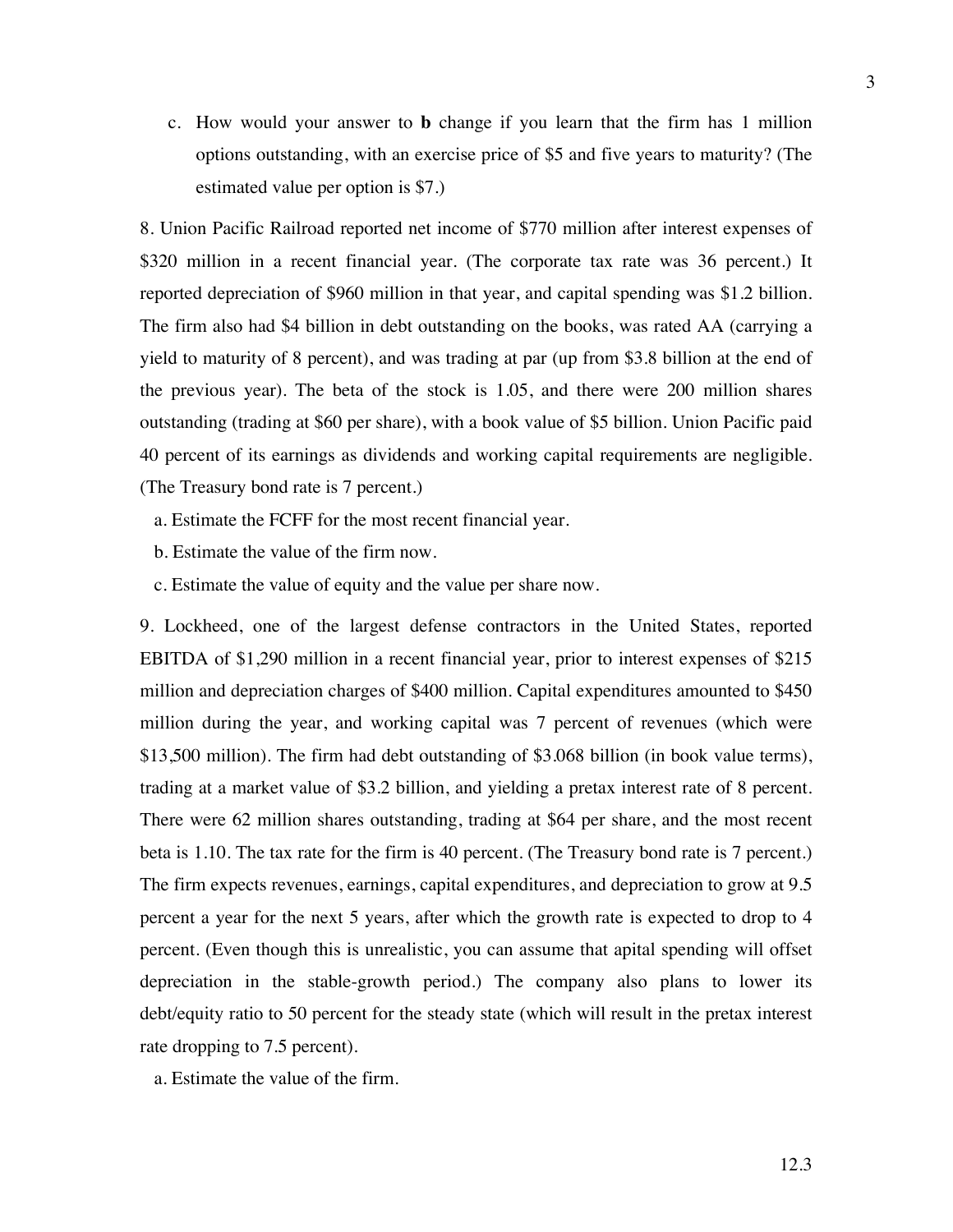c. How would your answer to **b** change if you learn that the firm has 1 million options outstanding, with an exercise price of $5 and five years to maturity? (The estimated value per option is $7.)

8. Union Pacific Railroad reported net income of $770 million after interest expenses of $320 million in a recent financial year. (The corporate tax rate was 36 percent.) It reported depreciation of $960 million in that year, and capital spending was $1.2 billion. The firm also had $4 billion in debt outstanding on the books, was rated AA (carrying a yield to maturity of 8 percent), and was trading at par (up from $3.8 billion at the end of the previous year). The beta of the stock is 1.05, and there were 200 million shares outstanding (trading at $60 per share), with a book value of $5 billion. Union Pacific paid 40 percent of its earnings as dividends and working capital requirements are negligible. (The Treasury bond rate is 7 percent.)

a. Estimate the FCFF for the most recent financial year.

b. Estimate the value of the firm now.

c. Estimate the value of equity and the value per share now.

9. Lockheed, one of the largest defense contractors in the United States, reported EBITDA of $1,290 million in a recent financial year, prior to interest expenses of $215 million and depreciation charges of $400 million. Capital expenditures amounted to $450 million during the year, and working capital was 7 percent of revenues (which were $13,500 million). The firm had debt outstanding of $3.068 billion (in book value terms), trading at a market value of $3.2 billion, and yielding a pretax interest rate of 8 percent. There were 62 million shares outstanding, trading at $64 per share, and the most recent beta is 1.10. The tax rate for the firm is 40 percent. (The Treasury bond rate is 7 percent.) The firm expects revenues, earnings, capital expenditures, and depreciation to grow at 9.5 percent a year for the next 5 years, after which the growth rate is expected to drop to 4 percent. (Even though this is unrealistic, you can assume that apital spending will offset depreciation in the stable-growth period.) The company also plans to lower its debt/equity ratio to 50 percent for the steady state (which will result in the pretax interest rate dropping to 7.5 percent).

a. Estimate the value of the firm.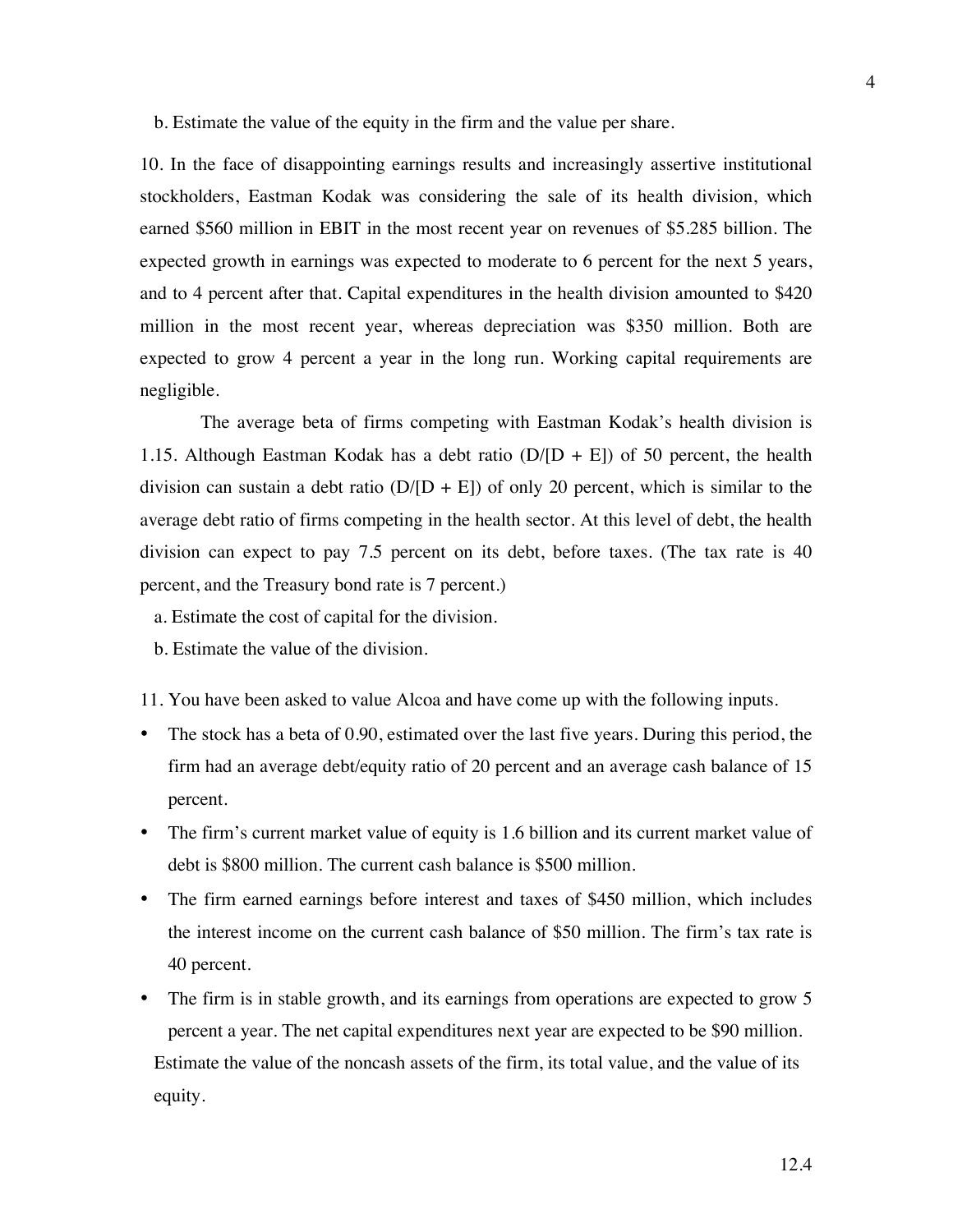b. Estimate the value of the equity in the firm and the value per share.

10. In the face of disappointing earnings results and increasingly assertive institutional stockholders, Eastman Kodak was considering the sale of its health division, which earned $560 million in EBIT in the most recent year on revenues of $5.285 billion. The expected growth in earnings was expected to moderate to 6 percent for the next 5 years, and to 4 percent after that. Capital expenditures in the health division amounted to $420 million in the most recent year, whereas depreciation was $350 million. Both are expected to grow 4 percent a year in the long run. Working capital requirements are negligible.

The average beta of firms competing with Eastman Kodak's health division is 1.15. Although Eastman Kodak has a debt ratio (D/[D + E]) of 50 percent, the health division can sustain a debt ratio (D/[D + E]) of only 20 percent, which is similar to the average debt ratio of firms competing in the health sector. At this level of debt, the health division can expect to pay 7.5 percent on its debt, before taxes. (The tax rate is 40 percent, and the Treasury bond rate is 7 percent.)

a. Estimate the cost of capital for the division.

b. Estimate the value of the division.

11. You have been asked to value Alcoa and have come up with the following inputs.

- The stock has a beta of 0.90, estimated over the last five years. During this period, the firm had an average debt/equity ratio of 20 percent and an average cash balance of 15 percent.
- The firm's current market value of equity is 1.6 billion and its current market value of debt is $800 million. The current cash balance is $500 million.
- The firm earned earnings before interest and taxes of $450 million, which includes the interest income on the current cash balance of $50 million. The firm's tax rate is 40 percent.
- The firm is in stable growth, and its earnings from operations are expected to grow 5 percent a year. The net capital expenditures next year are expected to be $90 million.

Estimate the value of the noncash assets of the firm, its total value, and the value of its equity.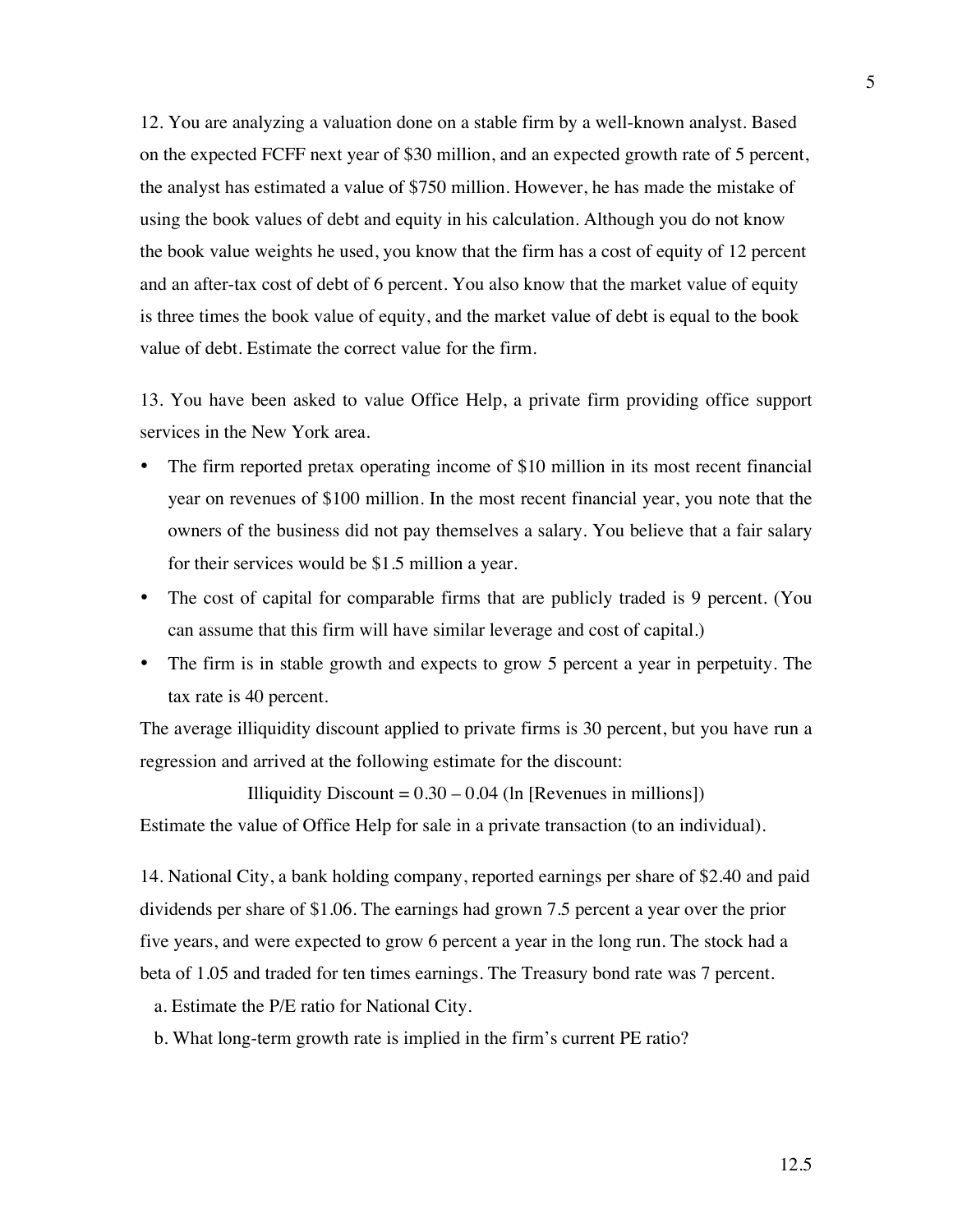12. You are analyzing a valuation done on a stable firm by a well-known analyst. Based on the expected FCFF next year of \$30 million, and an expected growth rate of 5 percent, the analyst has estimated a value of \$750 million. However, he has made the mistake of using the book values of debt and equity in his calculation. Although you do not know the book value weights he used, you know that the firm has a cost of equity of 12 percent and an after-tax cost of debt of 6 percent. You also know that the market value of equity is three times the book value of equity, and the market value of debt is equal to the book value of debt. Estimate the correct value for the firm.

13. You have been asked to value Office Help, a private firm providing office support services in the New York area.

- The firm reported pretax operating income of \$10 million in its most recent financial year on revenues of \$100 million. In the most recent financial year, you note that the owners of the business did not pay themselves a salary. You believe that a fair salary for their services would be \$1.5 million a year.
- The cost of capital for comparable firms that are publicly traded is 9 percent. (You can assume that this firm will have similar leverage and cost of capital.)
- The firm is in stable growth and expects to grow 5 percent a year in perpetuity. The tax rate is 40 percent.

The average illiquidity discount applied to private firms is 30 percent, but you have run a regression and arrived at the following estimate for the discount:

$$\text{Illiquidity Discount} = 0.30 - 0.04 \,(\ln\,[\text{Revenues in millions}])$$

Estimate the value of Office Help for sale in a private transaction (to an individual).

14. National City, a bank holding company, reported earnings per share of \$2.40 and paid dividends per share of \$1.06. The earnings had grown 7.5 percent a year over the prior five years, and were expected to grow 6 percent a year in the long run. The stock had a beta of 1.05 and traded for ten times earnings. The Treasury bond rate was 7 percent.

a. Estimate the P/E ratio for National City.

b. What long-term growth rate is implied in the firm's current PE ratio?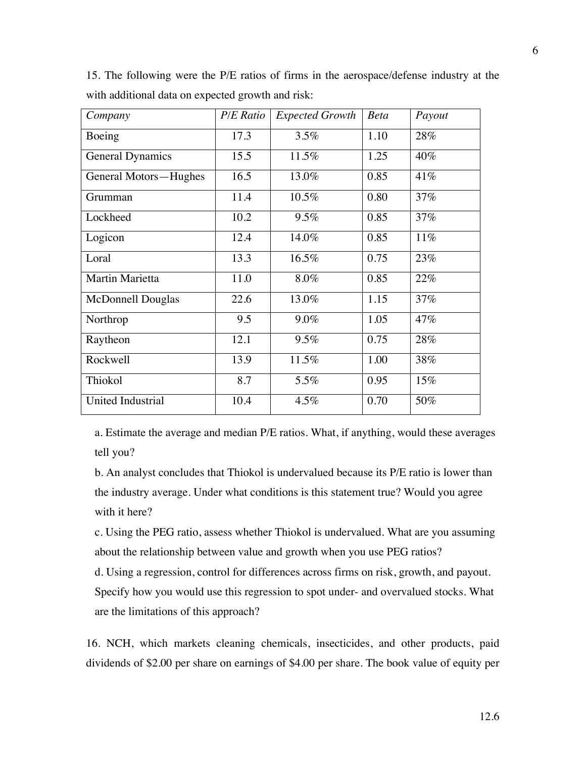15. The following were the P/E ratios of firms in the aerospace/defense industry at the with additional data on expected growth and risk:

| *Company* | *P/E Ratio* | *Expected Growth* | *Beta* | *Payout* |
|---|---|---|---|---|
| Boeing | 17.3 | 3.5% | 1.10 | 28% |
| General Dynamics | 15.5 | 11.5% | 1.25 | 40% |
| General Motors—Hughes | 16.5 | 13.0% | 0.85 | 41% |
| Grumman | 11.4 | 10.5% | 0.80 | 37% |
| Lockheed | 10.2 | 9.5% | 0.85 | 37% |
| Logicon | 12.4 | 14.0% | 0.85 | 11% |
| Loral | 13.3 | 16.5% | 0.75 | 23% |
| Martin Marietta | 11.0 | 8.0% | 0.85 | 22% |
| McDonnell Douglas | 22.6 | 13.0% | 1.15 | 37% |
| Northrop | 9.5 | 9.0% | 1.05 | 47% |
| Raytheon | 12.1 | 9.5% | 0.75 | 28% |
| Rockwell | 13.9 | 11.5% | 1.00 | 38% |
| Thiokol | 8.7 | 5.5% | 0.95 | 15% |
| United Industrial | 10.4 | 4.5% | 0.70 | 50% |

a. Estimate the average and median P/E ratios. What, if anything, would these averages tell you?

b. An analyst concludes that Thiokol is undervalued because its P/E ratio is lower than the industry average. Under what conditions is this statement true? Would you agree with it here?

c. Using the PEG ratio, assess whether Thiokol is undervalued. What are you assuming about the relationship between value and growth when you use PEG ratios?

d. Using a regression, control for differences across firms on risk, growth, and payout. Specify how you would use this regression to spot under- and overvalued stocks. What are the limitations of this approach?

16. NCH, which markets cleaning chemicals, insecticides, and other products, paid dividends of $2.00 per share on earnings of $4.00 per share. The book value of equity per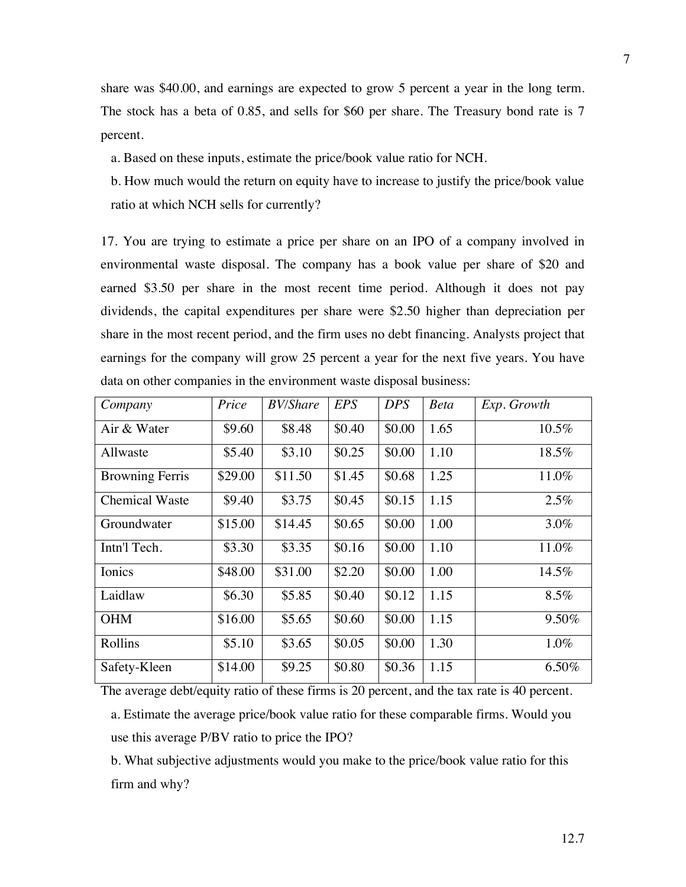share was $40.00, and earnings are expected to grow 5 percent a year in the long term. The stock has a beta of 0.85, and sells for $60 per share. The Treasury bond rate is 7 percent.

a. Based on these inputs, estimate the price/book value ratio for NCH.

b. How much would the return on equity have to increase to justify the price/book value ratio at which NCH sells for currently?

17. You are trying to estimate a price per share on an IPO of a company involved in environmental waste disposal. The company has a book value per share of $20 and earned $3.50 per share in the most recent time period. Although it does not pay dividends, the capital expenditures per share were $2.50 higher than depreciation per share in the most recent period, and the firm uses no debt financing. Analysts project that earnings for the company will grow 25 percent a year for the next five years. You have data on other companies in the environment waste disposal business:

| *Company* | *Price* | *BV/Share* | *EPS* | *DPS* | *Beta* | *Exp. Growth* |
|---|---|---|---|---|---|---|
| Air & Water | $9.60 | $8.48 | $0.40 | $0.00 | 1.65 | 10.5% |
| Allwaste | $5.40 | $3.10 | $0.25 | $0.00 | 1.10 | 18.5% |
| Browning Ferris | $29.00 | $11.50 | $1.45 | $0.68 | 1.25 | 11.0% |
| Chemical Waste | $9.40 | $3.75 | $0.45 | $0.15 | 1.15 | 2.5% |
| Groundwater | $15.00 | $14.45 | $0.65 | $0.00 | 1.00 | 3.0% |
| Intn'l Tech. | $3.30 | $3.35 | $0.16 | $0.00 | 1.10 | 11.0% |
| Ionics | $48.00 | $31.00 | $2.20 | $0.00 | 1.00 | 14.5% |
| Laidlaw | $6.30 | $5.85 | $0.40 | $0.12 | 1.15 | 8.5% |
| OHM | $16.00 | $5.65 | $0.60 | $0.00 | 1.15 | 9.50% |
| Rollins | $5.10 | $3.65 | $0.05 | $0.00 | 1.30 | 1.0% |
| Safety-Kleen | $14.00 | $9.25 | $0.80 | $0.36 | 1.15 | 6.50% |

The average debt/equity ratio of these firms is 20 percent, and the tax rate is 40 percent.

a. Estimate the average price/book value ratio for these comparable firms. Would you use this average P/BV ratio to price the IPO?

b. What subjective adjustments would you make to the price/book value ratio for this firm and why?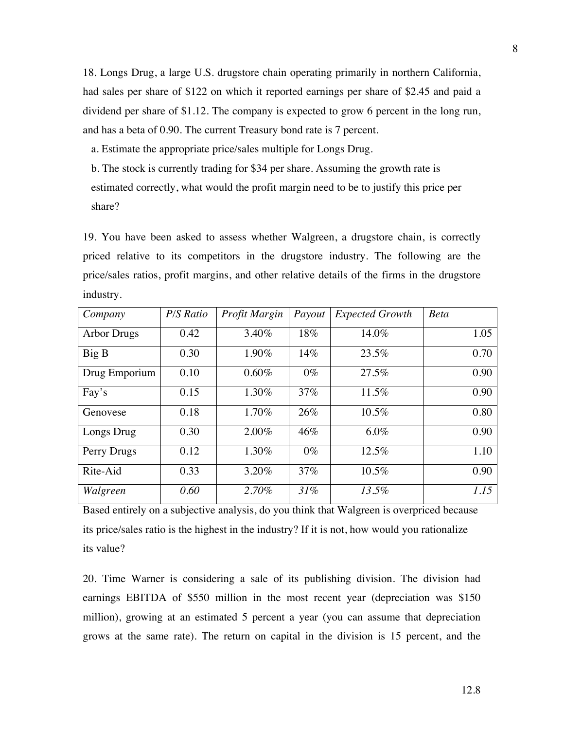18. Longs Drug, a large U.S. drugstore chain operating primarily in northern California, had sales per share of $122 on which it reported earnings per share of $2.45 and paid a dividend per share of $1.12. The company is expected to grow 6 percent in the long run, and has a beta of 0.90. The current Treasury bond rate is 7 percent.

   a. Estimate the appropriate price/sales multiple for Longs Drug.

   b. The stock is currently trading for $34 per share. Assuming the growth rate is estimated correctly, what would the profit margin need to be to justify this price per share?

19. You have been asked to assess whether Walgreen, a drugstore chain, is correctly priced relative to its competitors in the drugstore industry. The following are the price/sales ratios, profit margins, and other relative details of the firms in the drugstore industry.

| *Company* | *P/S Ratio* | *Profit Margin* | *Payout* | *Expected Growth* | *Beta* |
|---|---|---|---|---|---|
| Arbor Drugs | 0.42 | 3.40% | 18% | 14.0% | 1.05 |
| Big B | 0.30 | 1.90% | 14% | 23.5% | 0.70 |
| Drug Emporium | 0.10 | 0.60% | 0% | 27.5% | 0.90 |
| Fay's | 0.15 | 1.30% | 37% | 11.5% | 0.90 |
| Genovese | 0.18 | 1.70% | 26% | 10.5% | 0.80 |
| Longs Drug | 0.30 | 2.00% | 46% | 6.0% | 0.90 |
| Perry Drugs | 0.12 | 1.30% | 0% | 12.5% | 1.10 |
| Rite-Aid | 0.33 | 3.20% | 37% | 10.5% | 0.90 |
| *Walgreen* | *0.60* | *2.70%* | *31%* | *13.5%* | *1.15* |

Based entirely on a subjective analysis, do you think that Walgreen is overpriced because its price/sales ratio is the highest in the industry? If it is not, how would you rationalize its value?

20. Time Warner is considering a sale of its publishing division. The division had earnings EBITDA of $550 million in the most recent year (depreciation was $150 million), growing at an estimated 5 percent a year (you can assume that depreciation grows at the same rate). The return on capital in the division is 15 percent, and the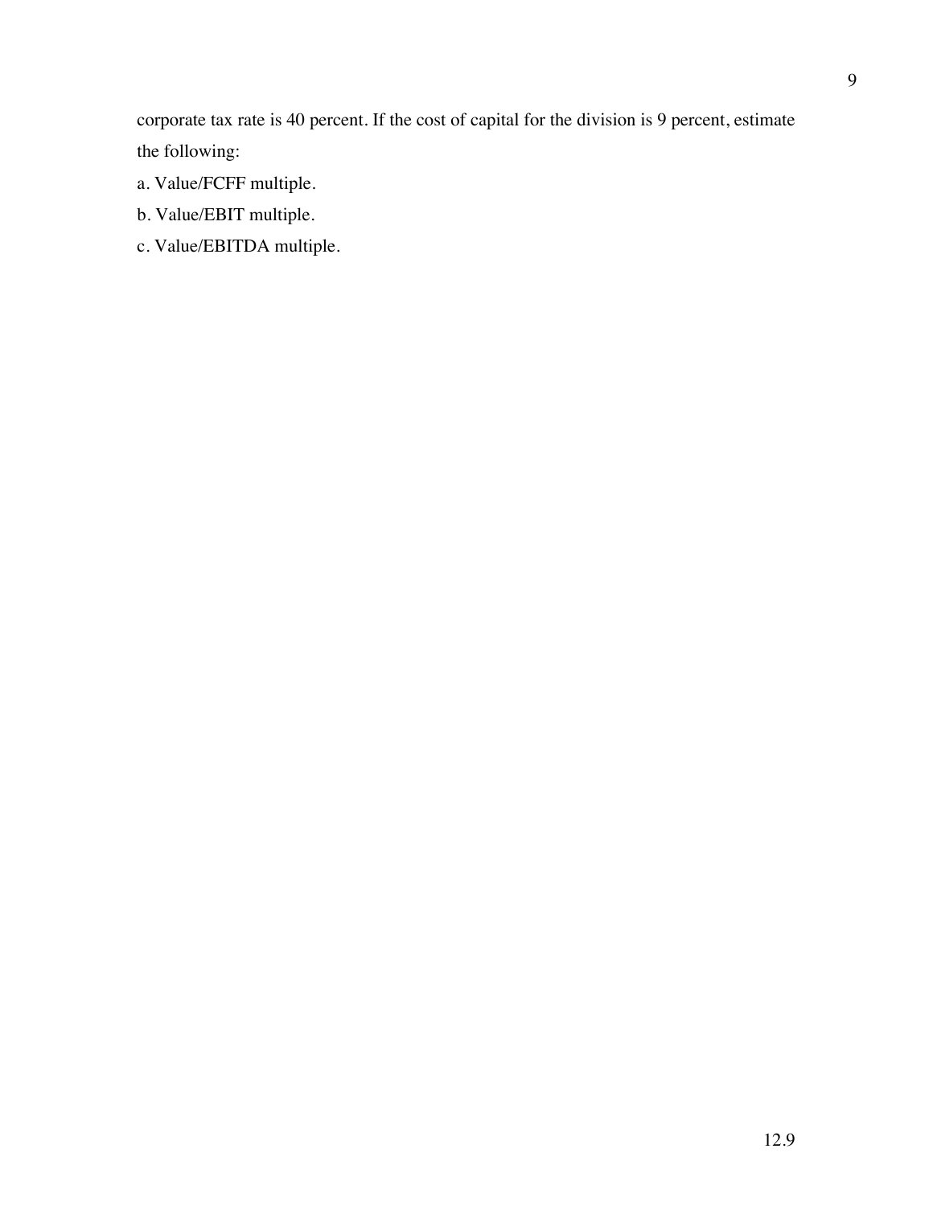corporate tax rate is 40 percent. If the cost of capital for the division is 9 percent, estimate the following:

a. Value/FCFF multiple.

b. Value/EBIT multiple.

c. Value/EBITDA multiple.